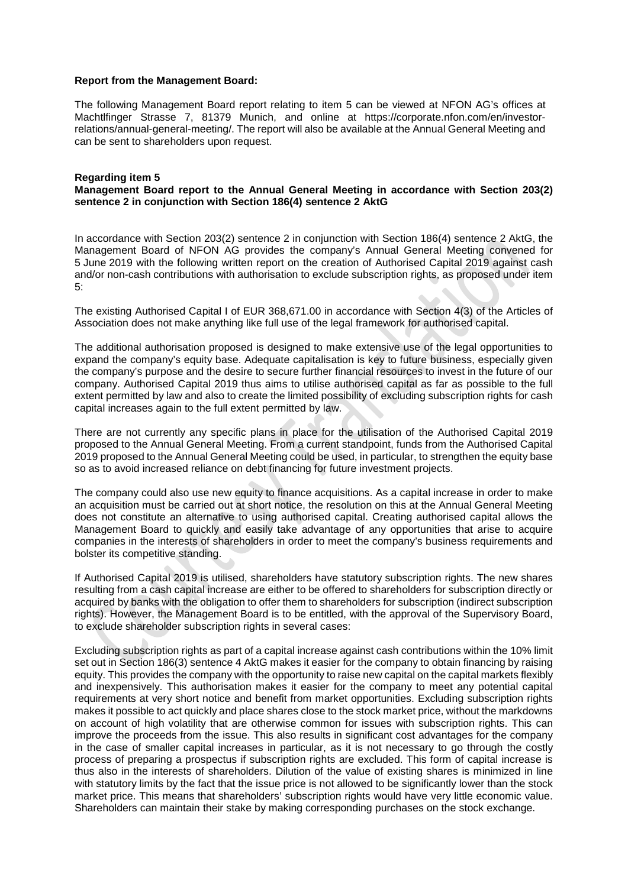**Report from the Management Board:**

The following Management Board report relating to item 5 can be viewed at NFON AG's offices at Machtlfinger Strasse 7, 81379 Munich, and online at https://corporate.nfon.com/en/investor-relations/annual-general-meeting/. The report will also be available at the Annual General Meeting and can be sent to shareholders upon request.

**Regarding item 5**
**Management Board report to the Annual General Meeting in accordance with Section 203(2) sentence 2 in conjunction with Section 186(4) sentence 2 AktG**

In accordance with Section 203(2) sentence 2 in conjunction with Section 186(4) sentence 2 AktG, the Management Board of NFON AG provides the company's Annual General Meeting convened for 5 June 2019 with the following written report on the creation of Authorised Capital 2019 against cash and/or non-cash contributions with authorisation to exclude subscription rights, as proposed under item 5:

The existing Authorised Capital I of EUR 368,671.00 in accordance with Section 4(3) of the Articles of Association does not make anything like full use of the legal framework for authorised capital.

The additional authorisation proposed is designed to make extensive use of the legal opportunities to expand the company's equity base. Adequate capitalisation is key to future business, especially given the company's purpose and the desire to secure further financial resources to invest in the future of our company. Authorised Capital 2019 thus aims to utilise authorised capital as far as possible to the full extent permitted by law and also to create the limited possibility of excluding subscription rights for cash capital increases again to the full extent permitted by law.

There are not currently any specific plans in place for the utilisation of the Authorised Capital 2019 proposed to the Annual General Meeting. From a current standpoint, funds from the Authorised Capital 2019 proposed to the Annual General Meeting could be used, in particular, to strengthen the equity base so as to avoid increased reliance on debt financing for future investment projects.

The company could also use new equity to finance acquisitions. As a capital increase in order to make an acquisition must be carried out at short notice, the resolution on this at the Annual General Meeting does not constitute an alternative to using authorised capital. Creating authorised capital allows the Management Board to quickly and easily take advantage of any opportunities that arise to acquire companies in the interests of shareholders in order to meet the company's business requirements and bolster its competitive standing.

If Authorised Capital 2019 is utilised, shareholders have statutory subscription rights. The new shares resulting from a cash capital increase are either to be offered to shareholders for subscription directly or acquired by banks with the obligation to offer them to shareholders for subscription (indirect subscription rights). However, the Management Board is to be entitled, with the approval of the Supervisory Board, to exclude shareholder subscription rights in several cases:

Excluding subscription rights as part of a capital increase against cash contributions within the 10% limit set out in Section 186(3) sentence 4 AktG makes it easier for the company to obtain financing by raising equity. This provides the company with the opportunity to raise new capital on the capital markets flexibly and inexpensively. This authorisation makes it easier for the company to meet any potential capital requirements at very short notice and benefit from market opportunities. Excluding subscription rights makes it possible to act quickly and place shares close to the stock market price, without the markdowns on account of high volatility that are otherwise common for issues with subscription rights. This can improve the proceeds from the issue. This also results in significant cost advantages for the company in the case of smaller capital increases in particular, as it is not necessary to go through the costly process of preparing a prospectus if subscription rights are excluded. This form of capital increase is thus also in the interests of shareholders. Dilution of the value of existing shares is minimized in line with statutory limits by the fact that the issue price is not allowed to be significantly lower than the stock market price. This means that shareholders' subscription rights would have very little economic value. Shareholders can maintain their stake by making corresponding purchases on the stock exchange.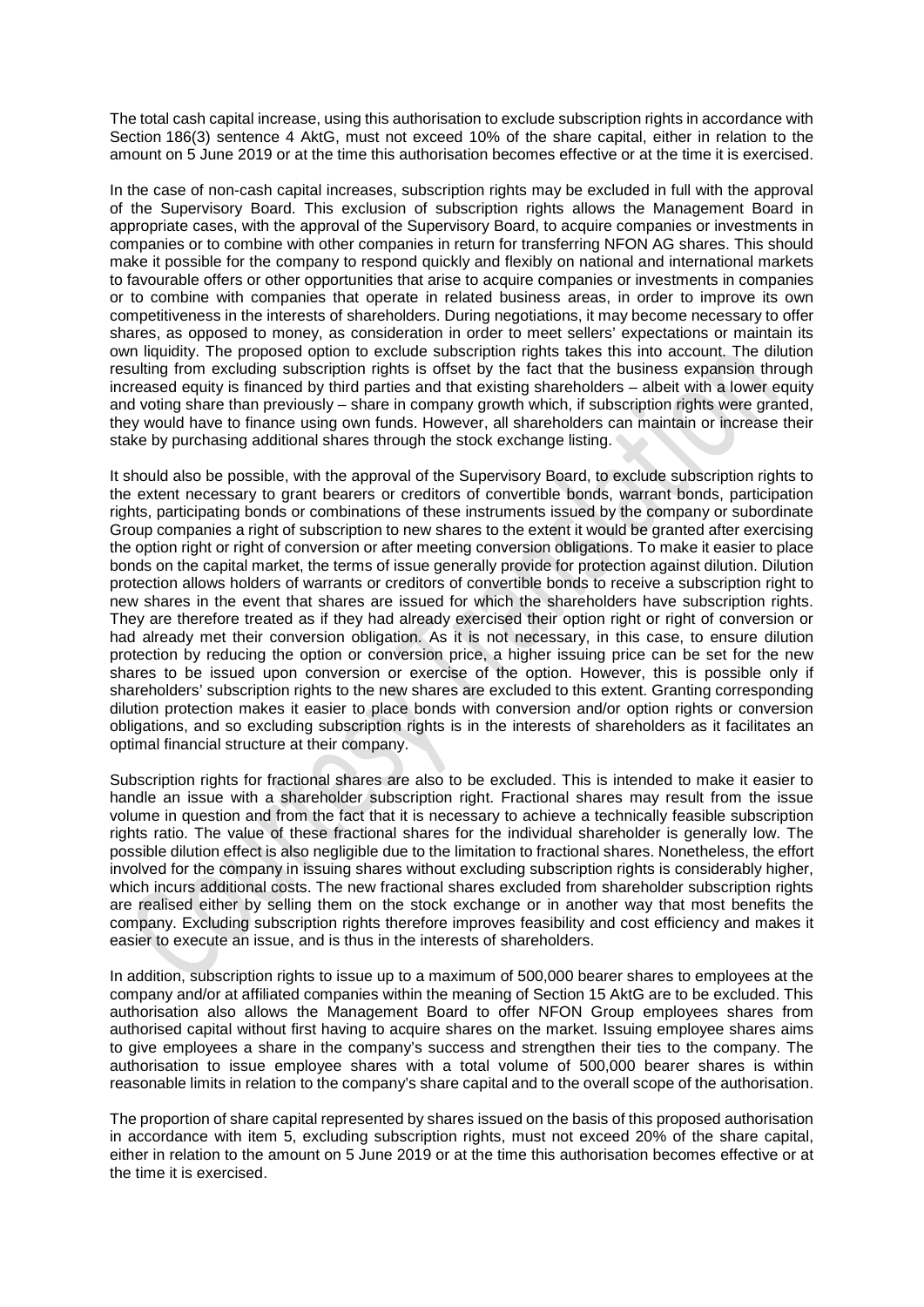The total cash capital increase, using this authorisation to exclude subscription rights in accordance with Section 186(3) sentence 4 AktG, must not exceed 10% of the share capital, either in relation to the amount on 5 June 2019 or at the time this authorisation becomes effective or at the time it is exercised.

In the case of non-cash capital increases, subscription rights may be excluded in full with the approval of the Supervisory Board. This exclusion of subscription rights allows the Management Board in appropriate cases, with the approval of the Supervisory Board, to acquire companies or investments in companies or to combine with other companies in return for transferring NFON AG shares. This should make it possible for the company to respond quickly and flexibly on national and international markets to favourable offers or other opportunities that arise to acquire companies or investments in companies or to combine with companies that operate in related business areas, in order to improve its own competitiveness in the interests of shareholders. During negotiations, it may become necessary to offer shares, as opposed to money, as consideration in order to meet sellers' expectations or maintain its own liquidity. The proposed option to exclude subscription rights takes this into account. The dilution resulting from excluding subscription rights is offset by the fact that the business expansion through increased equity is financed by third parties and that existing shareholders – albeit with a lower equity and voting share than previously – share in company growth which, if subscription rights were granted, they would have to finance using own funds. However, all shareholders can maintain or increase their stake by purchasing additional shares through the stock exchange listing.

It should also be possible, with the approval of the Supervisory Board, to exclude subscription rights to the extent necessary to grant bearers or creditors of convertible bonds, warrant bonds, participation rights, participating bonds or combinations of these instruments issued by the company or subordinate Group companies a right of subscription to new shares to the extent it would be granted after exercising the option right or right of conversion or after meeting conversion obligations. To make it easier to place bonds on the capital market, the terms of issue generally provide for protection against dilution. Dilution protection allows holders of warrants or creditors of convertible bonds to receive a subscription right to new shares in the event that shares are issued for which the shareholders have subscription rights. They are therefore treated as if they had already exercised their option right or right of conversion or had already met their conversion obligation. As it is not necessary, in this case, to ensure dilution protection by reducing the option or conversion price, a higher issuing price can be set for the new shares to be issued upon conversion or exercise of the option. However, this is possible only if shareholders' subscription rights to the new shares are excluded to this extent. Granting corresponding dilution protection makes it easier to place bonds with conversion and/or option rights or conversion obligations, and so excluding subscription rights is in the interests of shareholders as it facilitates an optimal financial structure at their company.

Subscription rights for fractional shares are also to be excluded. This is intended to make it easier to handle an issue with a shareholder subscription right. Fractional shares may result from the issue volume in question and from the fact that it is necessary to achieve a technically feasible subscription rights ratio. The value of these fractional shares for the individual shareholder is generally low. The possible dilution effect is also negligible due to the limitation to fractional shares. Nonetheless, the effort involved for the company in issuing shares without excluding subscription rights is considerably higher, which incurs additional costs. The new fractional shares excluded from shareholder subscription rights are realised either by selling them on the stock exchange or in another way that most benefits the company. Excluding subscription rights therefore improves feasibility and cost efficiency and makes it easier to execute an issue, and is thus in the interests of shareholders.

In addition, subscription rights to issue up to a maximum of 500,000 bearer shares to employees at the company and/or at affiliated companies within the meaning of Section 15 AktG are to be excluded. This authorisation also allows the Management Board to offer NFON Group employees shares from authorised capital without first having to acquire shares on the market. Issuing employee shares aims to give employees a share in the company's success and strengthen their ties to the company. The authorisation to issue employee shares with a total volume of 500,000 bearer shares is within reasonable limits in relation to the company's share capital and to the overall scope of the authorisation.

The proportion of share capital represented by shares issued on the basis of this proposed authorisation in accordance with item 5, excluding subscription rights, must not exceed 20% of the share capital, either in relation to the amount on 5 June 2019 or at the time this authorisation becomes effective or at the time it is exercised.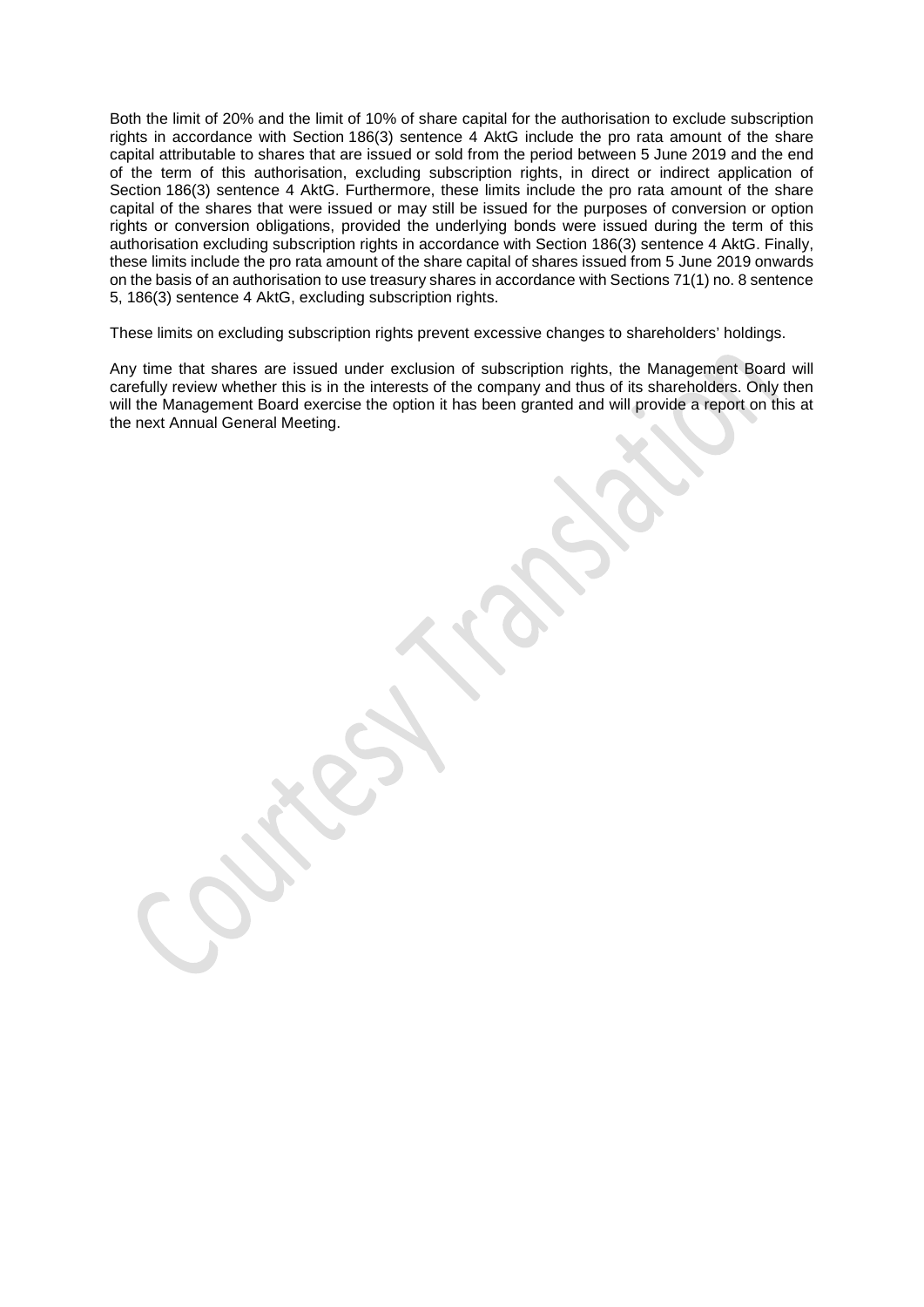Both the limit of 20% and the limit of 10% of share capital for the authorisation to exclude subscription rights in accordance with Section 186(3) sentence 4 AktG include the pro rata amount of the share capital attributable to shares that are issued or sold from the period between 5 June 2019 and the end of the term of this authorisation, excluding subscription rights, in direct or indirect application of Section 186(3) sentence 4 AktG. Furthermore, these limits include the pro rata amount of the share capital of the shares that were issued or may still be issued for the purposes of conversion or option rights or conversion obligations, provided the underlying bonds were issued during the term of this authorisation excluding subscription rights in accordance with Section 186(3) sentence 4 AktG. Finally, these limits include the pro rata amount of the share capital of shares issued from 5 June 2019 onwards on the basis of an authorisation to use treasury shares in accordance with Sections 71(1) no. 8 sentence 5, 186(3) sentence 4 AktG, excluding subscription rights.

These limits on excluding subscription rights prevent excessive changes to shareholders' holdings.

Any time that shares are issued under exclusion of subscription rights, the Management Board will carefully review whether this is in the interests of the company and thus of its shareholders. Only then will the Management Board exercise the option it has been granted and will provide a report on this at the next Annual General Meeting.